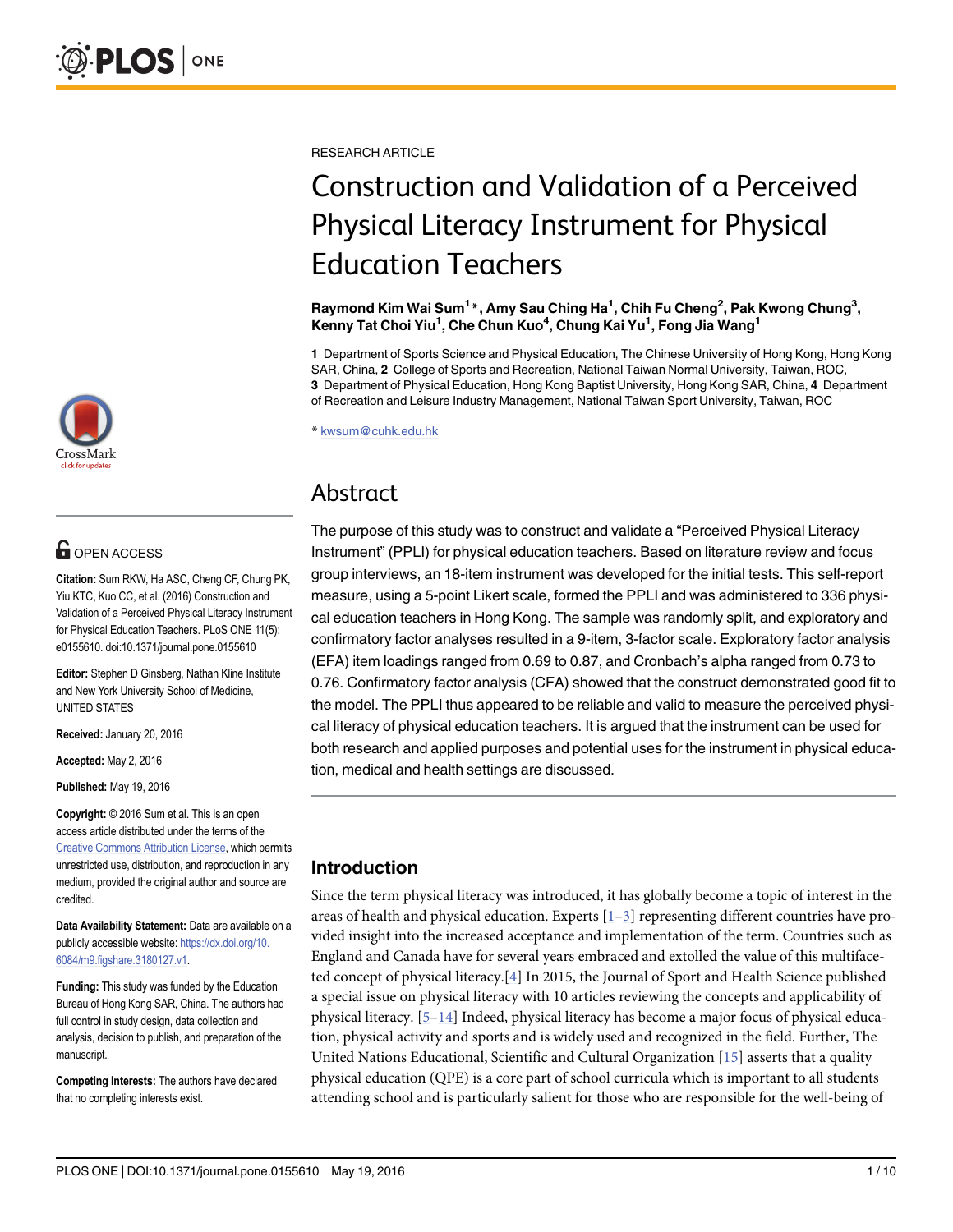RESEARCH ARTICLE

# Construction and Validation of a Perceived Physical Literacy Instrument for Physical Education Teachers

**Raymond Kim Wai Sum[1]*, Amy Sau Ching Ha[1], Chih Fu Cheng[2], Pak Kwong Chung[3], Kenny Tat Choi Yiu[1], Che Chun Kuo[4], Chung Kai Yu[1], Fong Jia Wang[1]**

**1** Department of Sports Science and Physical Education, The Chinese University of Hong Kong, Hong Kong SAR, China, **2** College of Sports and Recreation, National Taiwan Normal University, Taiwan, ROC, **3** Department of Physical Education, Hong Kong Baptist University, Hong Kong SAR, China, **4** Department of Recreation and Leisure Industry Management, National Taiwan Sport University, Taiwan, ROC

* kwsum@cuhk.edu.hk

OPEN ACCESS

**Citation:** Sum RKW, Ha ASC, Cheng CF, Chung PK, Yiu KTC, Kuo CC, et al. (2016) Construction and Validation of a Perceived Physical Literacy Instrument for Physical Education Teachers. PLoS ONE 11(5): e0155610. doi:10.1371/journal.pone.0155610

**Editor:** Stephen D Ginsberg, Nathan Kline Institute and New York University School of Medicine, UNITED STATES

**Received:** January 20, 2016

**Accepted:** May 2, 2016

**Published:** May 19, 2016

**Copyright:** © 2016 Sum et al. This is an open access article distributed under the terms of the Creative Commons Attribution License, which permits unrestricted use, distribution, and reproduction in any medium, provided the original author and source are credited.

**Data Availability Statement:** Data are available on a publicly accessible website: https://dx.doi.org/10.6084/m9.figshare.3180127.v1.

**Funding:** This study was funded by the Education Bureau of Hong Kong SAR, China. The authors had full control in study design, data collection and analysis, decision to publish, and preparation of the manuscript.

**Competing Interests:** The authors have declared that no completing interests exist.

## Abstract

The purpose of this study was to construct and validate a "Perceived Physical Literacy Instrument" (PPLI) for physical education teachers. Based on literature review and focus group interviews, an 18-item instrument was developed for the initial tests. This self-report measure, using a 5-point Likert scale, formed the PPLI and was administered to 336 physical education teachers in Hong Kong. The sample was randomly split, and exploratory and confirmatory factor analyses resulted in a 9-item, 3-factor scale. Exploratory factor analysis (EFA) item loadings ranged from 0.69 to 0.87, and Cronbach's alpha ranged from 0.73 to 0.76. Confirmatory factor analysis (CFA) showed that the construct demonstrated good fit to the model. The PPLI thus appeared to be reliable and valid to measure the perceived physical literacy of physical education teachers. It is argued that the instrument can be used for both research and applied purposes and potential uses for the instrument in physical education, medical and health settings are discussed.

## Introduction

Since the term physical literacy was introduced, it has globally become a topic of interest in the areas of health and physical education. Experts [1–3] representing different countries have provided insight into the increased acceptance and implementation of the term. Countries such as England and Canada have for several years embraced and extolled the value of this multifaceted concept of physical literacy.[4] In 2015, the Journal of Sport and Health Science published a special issue on physical literacy with 10 articles reviewing the concepts and applicability of physical literacy. [5–14] Indeed, physical literacy has become a major focus of physical education, physical activity and sports and is widely used and recognized in the field. Further, The United Nations Educational, Scientific and Cultural Organization [15] asserts that a quality physical education (QPE) is a core part of school curricula which is important to all students attending school and is particularly salient for those who are responsible for the well-being of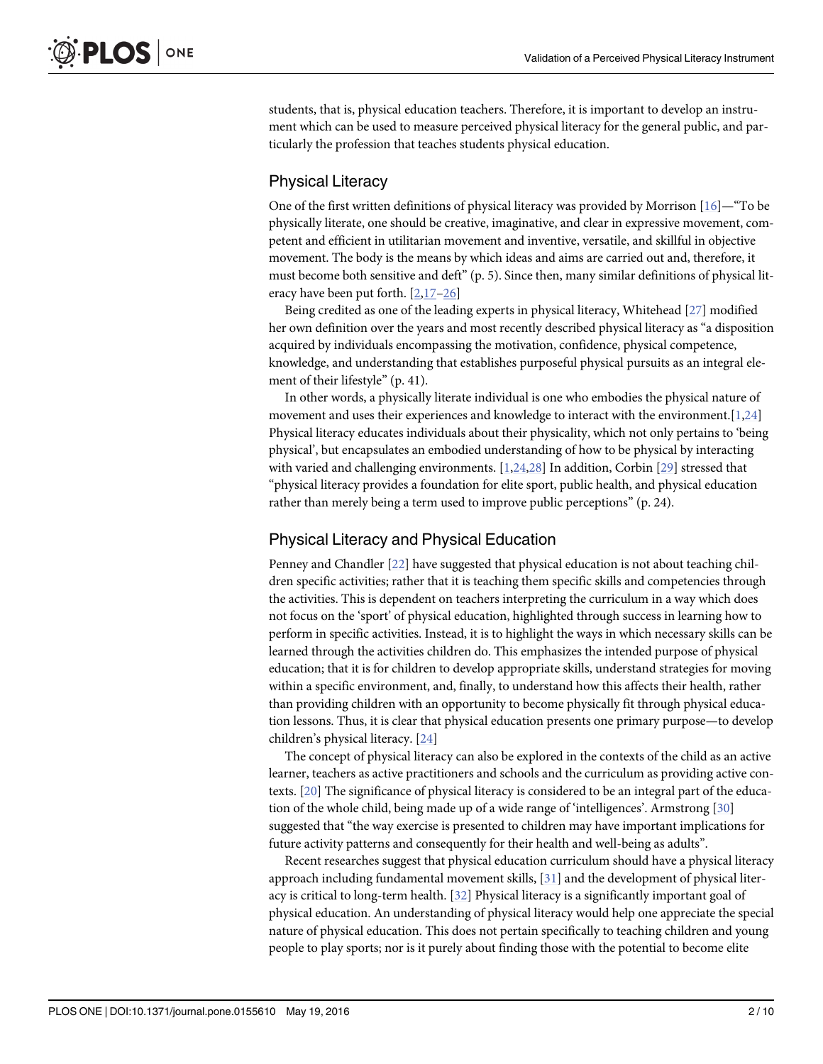students, that is, physical education teachers. Therefore, it is important to develop an instrument which can be used to measure perceived physical literacy for the general public, and particularly the profession that teaches students physical education.

## Physical Literacy

One of the first written definitions of physical literacy was provided by Morrison [16]—"To be physically literate, one should be creative, imaginative, and clear in expressive movement, competent and efficient in utilitarian movement and inventive, versatile, and skillful in objective movement. The body is the means by which ideas and aims are carried out and, therefore, it must become both sensitive and deft" (p. 5). Since then, many similar definitions of physical literacy have been put forth. [2,17–26]

Being credited as one of the leading experts in physical literacy, Whitehead [27] modified her own definition over the years and most recently described physical literacy as "a disposition acquired by individuals encompassing the motivation, confidence, physical competence, knowledge, and understanding that establishes purposeful physical pursuits as an integral element of their lifestyle" (p. 41).

In other words, a physically literate individual is one who embodies the physical nature of movement and uses their experiences and knowledge to interact with the environment.[1,24] Physical literacy educates individuals about their physicality, which not only pertains to 'being physical', but encapsulates an embodied understanding of how to be physical by interacting with varied and challenging environments. [1,24,28] In addition, Corbin [29] stressed that "physical literacy provides a foundation for elite sport, public health, and physical education rather than merely being a term used to improve public perceptions" (p. 24).

## Physical Literacy and Physical Education

Penney and Chandler [22] have suggested that physical education is not about teaching children specific activities; rather that it is teaching them specific skills and competencies through the activities. This is dependent on teachers interpreting the curriculum in a way which does not focus on the 'sport' of physical education, highlighted through success in learning how to perform in specific activities. Instead, it is to highlight the ways in which necessary skills can be learned through the activities children do. This emphasizes the intended purpose of physical education; that it is for children to develop appropriate skills, understand strategies for moving within a specific environment, and, finally, to understand how this affects their health, rather than providing children with an opportunity to become physically fit through physical education lessons. Thus, it is clear that physical education presents one primary purpose—to develop children's physical literacy. [24]

The concept of physical literacy can also be explored in the contexts of the child as an active learner, teachers as active practitioners and schools and the curriculum as providing active contexts. [20] The significance of physical literacy is considered to be an integral part of the education of the whole child, being made up of a wide range of 'intelligences'. Armstrong [30] suggested that "the way exercise is presented to children may have important implications for future activity patterns and consequently for their health and well-being as adults".

Recent researches suggest that physical education curriculum should have a physical literacy approach including fundamental movement skills, [31] and the development of physical literacy is critical to long-term health. [32] Physical literacy is a significantly important goal of physical education. An understanding of physical literacy would help one appreciate the special nature of physical education. This does not pertain specifically to teaching children and young people to play sports; nor is it purely about finding those with the potential to become elite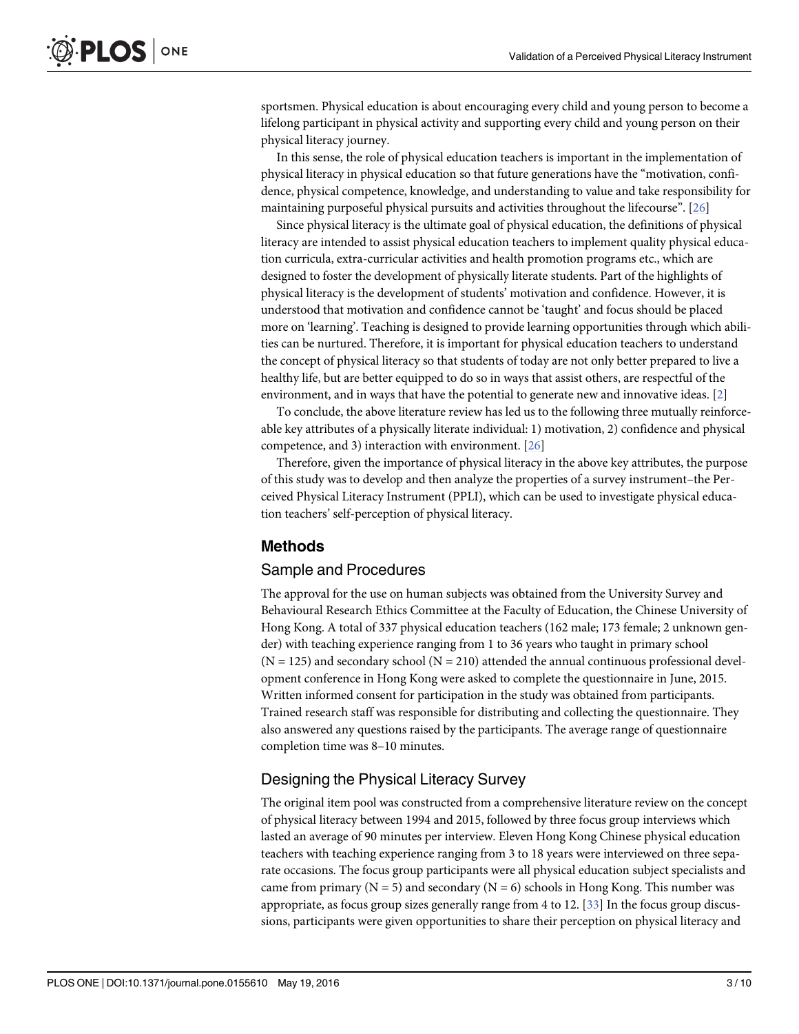sportsmen. Physical education is about encouraging every child and young person to become a lifelong participant in physical activity and supporting every child and young person on their physical literacy journey.

In this sense, the role of physical education teachers is important in the implementation of physical literacy in physical education so that future generations have the "motivation, confidence, physical competence, knowledge, and understanding to value and take responsibility for maintaining purposeful physical pursuits and activities throughout the lifecourse". [26]

Since physical literacy is the ultimate goal of physical education, the definitions of physical literacy are intended to assist physical education teachers to implement quality physical education curricula, extra-curricular activities and health promotion programs etc., which are designed to foster the development of physically literate students. Part of the highlights of physical literacy is the development of students' motivation and confidence. However, it is understood that motivation and confidence cannot be 'taught' and focus should be placed more on 'learning'. Teaching is designed to provide learning opportunities through which abilities can be nurtured. Therefore, it is important for physical education teachers to understand the concept of physical literacy so that students of today are not only better prepared to live a healthy life, but are better equipped to do so in ways that assist others, are respectful of the environment, and in ways that have the potential to generate new and innovative ideas. [2]

To conclude, the above literature review has led us to the following three mutually reinforceable key attributes of a physically literate individual: 1) motivation, 2) confidence and physical competence, and 3) interaction with environment. [26]

Therefore, given the importance of physical literacy in the above key attributes, the purpose of this study was to develop and then analyze the properties of a survey instrument–the Perceived Physical Literacy Instrument (PPLI), which can be used to investigate physical education teachers' self-perception of physical literacy.

## Methods

### Sample and Procedures

The approval for the use on human subjects was obtained from the University Survey and Behavioural Research Ethics Committee at the Faculty of Education, the Chinese University of Hong Kong. A total of 337 physical education teachers (162 male; 173 female; 2 unknown gender) with teaching experience ranging from 1 to 36 years who taught in primary school (N = 125) and secondary school (N = 210) attended the annual continuous professional development conference in Hong Kong were asked to complete the questionnaire in June, 2015. Written informed consent for participation in the study was obtained from participants. Trained research staff was responsible for distributing and collecting the questionnaire. They also answered any questions raised by the participants. The average range of questionnaire completion time was 8–10 minutes.

### Designing the Physical Literacy Survey

The original item pool was constructed from a comprehensive literature review on the concept of physical literacy between 1994 and 2015, followed by three focus group interviews which lasted an average of 90 minutes per interview. Eleven Hong Kong Chinese physical education teachers with teaching experience ranging from 3 to 18 years were interviewed on three separate occasions. The focus group participants were all physical education subject specialists and came from primary (N = 5) and secondary (N = 6) schools in Hong Kong. This number was appropriate, as focus group sizes generally range from 4 to 12. [33] In the focus group discussions, participants were given opportunities to share their perception on physical literacy and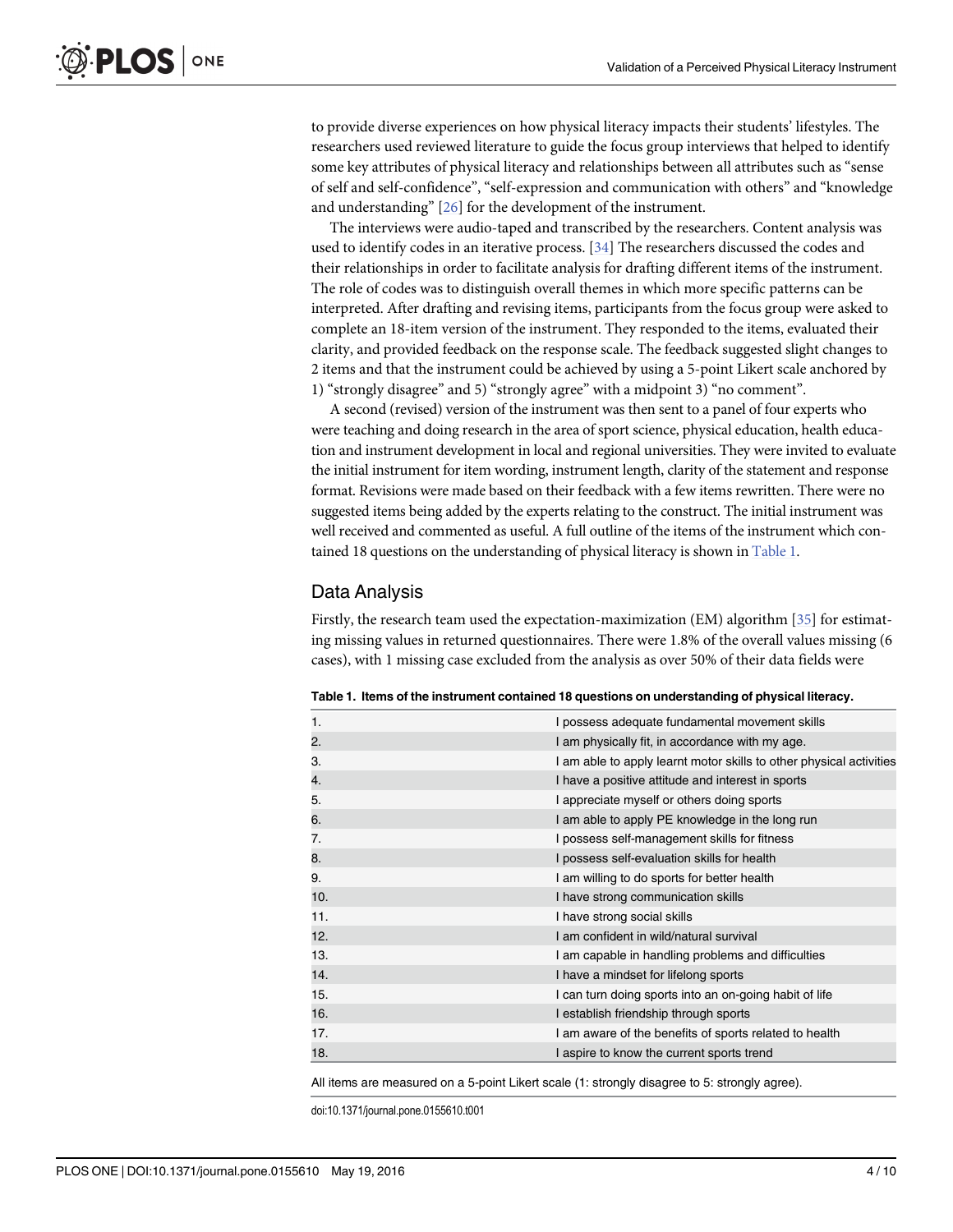to provide diverse experiences on how physical literacy impacts their students' lifestyles. The researchers used reviewed literature to guide the focus group interviews that helped to identify some key attributes of physical literacy and relationships between all attributes such as "sense of self and self-confidence", "self-expression and communication with others" and "knowledge and understanding" [26] for the development of the instrument.

The interviews were audio-taped and transcribed by the researchers. Content analysis was used to identify codes in an iterative process. [34] The researchers discussed the codes and their relationships in order to facilitate analysis for drafting different items of the instrument. The role of codes was to distinguish overall themes in which more specific patterns can be interpreted. After drafting and revising items, participants from the focus group were asked to complete an 18-item version of the instrument. They responded to the items, evaluated their clarity, and provided feedback on the response scale. The feedback suggested slight changes to 2 items and that the instrument could be achieved by using a 5-point Likert scale anchored by 1) "strongly disagree" and 5) "strongly agree" with a midpoint 3) "no comment".

A second (revised) version of the instrument was then sent to a panel of four experts who were teaching and doing research in the area of sport science, physical education, health education and instrument development in local and regional universities. They were invited to evaluate the initial instrument for item wording, instrument length, clarity of the statement and response format. Revisions were made based on their feedback with a few items rewritten. There were no suggested items being added by the experts relating to the construct. The initial instrument was well received and commented as useful. A full outline of the items of the instrument which contained 18 questions on the understanding of physical literacy is shown in Table 1.

## Data Analysis

Firstly, the research team used the expectation-maximization (EM) algorithm [35] for estimating missing values in returned questionnaires. There were 1.8% of the overall values missing (6 cases), with 1 missing case excluded from the analysis as over 50% of their data fields were

**Table 1. Items of the instrument contained 18 questions on understanding of physical literacy.**

| | |
|---|---|
| 1. | I possess adequate fundamental movement skills |
| 2. | I am physically fit, in accordance with my age. |
| 3. | I am able to apply learnt motor skills to other physical activities |
| 4. | I have a positive attitude and interest in sports |
| 5. | I appreciate myself or others doing sports |
| 6. | I am able to apply PE knowledge in the long run |
| 7. | I possess self-management skills for fitness |
| 8. | I possess self-evaluation skills for health |
| 9. | I am willing to do sports for better health |
| 10. | I have strong communication skills |
| 11. | I have strong social skills |
| 12. | I am confident in wild/natural survival |
| 13. | I am capable in handling problems and difficulties |
| 14. | I have a mindset for lifelong sports |
| 15. | I can turn doing sports into an on-going habit of life |
| 16. | I establish friendship through sports |
| 17. | I am aware of the benefits of sports related to health |
| 18. | I aspire to know the current sports trend |

All items are measured on a 5-point Likert scale (1: strongly disagree to 5: strongly agree).

doi:10.1371/journal.pone.0155610.t001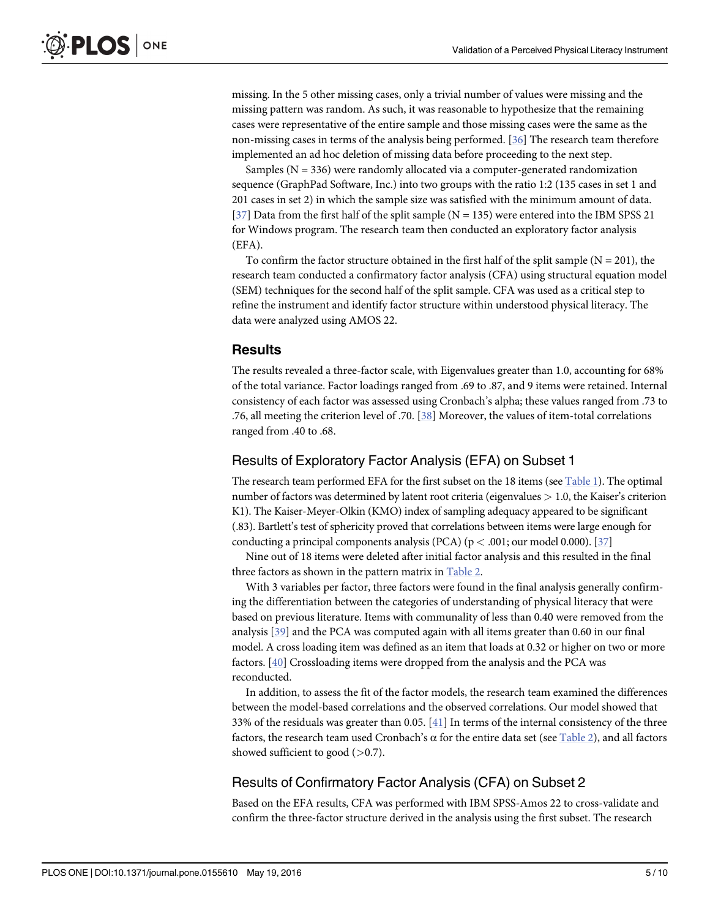missing. In the 5 other missing cases, only a trivial number of values were missing and the missing pattern was random. As such, it was reasonable to hypothesize that the remaining cases were representative of the entire sample and those missing cases were the same as the non-missing cases in terms of the analysis being performed. [36] The research team therefore implemented an ad hoc deletion of missing data before proceeding to the next step.

Samples (N = 336) were randomly allocated via a computer-generated randomization sequence (GraphPad Software, Inc.) into two groups with the ratio 1:2 (135 cases in set 1 and 201 cases in set 2) in which the sample size was satisfied with the minimum amount of data. [37] Data from the first half of the split sample (N = 135) were entered into the IBM SPSS 21 for Windows program. The research team then conducted an exploratory factor analysis (EFA).

To confirm the factor structure obtained in the first half of the split sample (N = 201), the research team conducted a confirmatory factor analysis (CFA) using structural equation model (SEM) techniques for the second half of the split sample. CFA was used as a critical step to refine the instrument and identify factor structure within understood physical literacy. The data were analyzed using AMOS 22.

## Results

The results revealed a three-factor scale, with Eigenvalues greater than 1.0, accounting for 68% of the total variance. Factor loadings ranged from .69 to .87, and 9 items were retained. Internal consistency of each factor was assessed using Cronbach's alpha; these values ranged from .73 to .76, all meeting the criterion level of .70. [38] Moreover, the values of item-total correlations ranged from .40 to .68.

### Results of Exploratory Factor Analysis (EFA) on Subset 1

The research team performed EFA for the first subset on the 18 items (see Table 1). The optimal number of factors was determined by latent root criteria (eigenvalues $>$ 1.0, the Kaiser's criterion K1). The Kaiser-Meyer-Olkin (KMO) index of sampling adequacy appeared to be significant (.83). Bartlett's test of sphericity proved that correlations between items were large enough for conducting a principal components analysis (PCA) ($p < .001$; our model 0.000). [37]

Nine out of 18 items were deleted after initial factor analysis and this resulted in the final three factors as shown in the pattern matrix in Table 2.

With 3 variables per factor, three factors were found in the final analysis generally confirming the differentiation between the categories of understanding of physical literacy that were based on previous literature. Items with communality of less than 0.40 were removed from the analysis [39] and the PCA was computed again with all items greater than 0.60 in our final model. A cross loading item was defined as an item that loads at 0.32 or higher on two or more factors. [40] Crossloading items were dropped from the analysis and the PCA was reconducted.

In addition, to assess the fit of the factor models, the research team examined the differences between the model-based correlations and the observed correlations. Our model showed that 33% of the residuals was greater than 0.05. [41] In terms of the internal consistency of the three factors, the research team used Cronbach's $\alpha$ for the entire data set (see Table 2), and all factors showed sufficient to good ($>$0.7).

### Results of Confirmatory Factor Analysis (CFA) on Subset 2

Based on the EFA results, CFA was performed with IBM SPSS-Amos 22 to cross-validate and confirm the three-factor structure derived in the analysis using the first subset. The research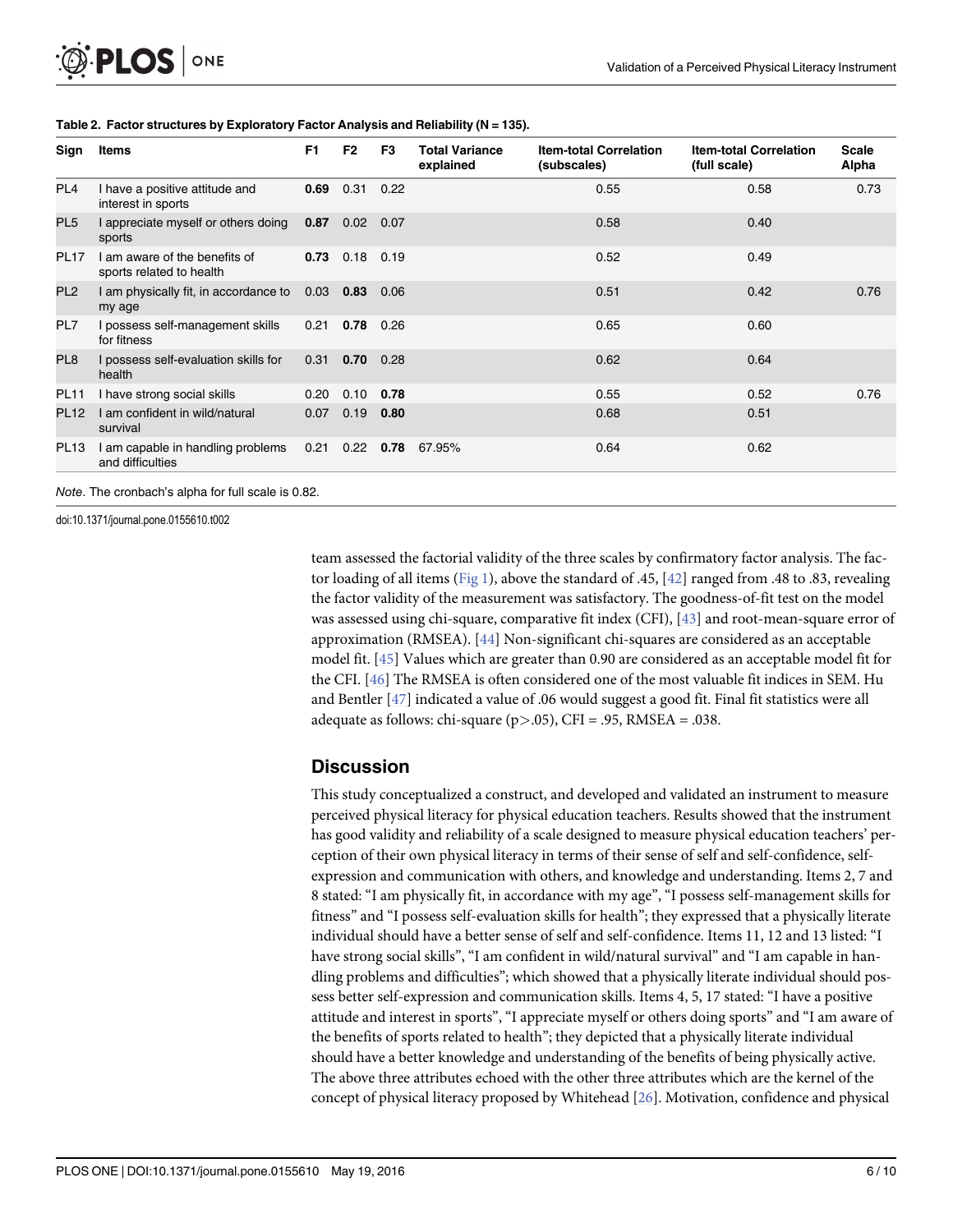**Table 2. Factor structures by Exploratory Factor Analysis and Reliability (N = 135).**

| Sign | Items | F1 | F2 | F3 | Total Variance explained | Item-total Correlation (subscales) | Item-total Correlation (full scale) | Scale Alpha |
|---|---|---|---|---|---|---|---|---|
| PL4 | I have a positive attitude and interest in sports | **0.69** | 0.31 | 0.22 | | 0.55 | 0.58 | 0.73 |
| PL5 | I appreciate myself or others doing sports | **0.87** | 0.02 | 0.07 | | 0.58 | 0.40 | |
| PL17 | I am aware of the benefits of sports related to health | **0.73** | 0.18 | 0.19 | | 0.52 | 0.49 | |
| PL2 | I am physically fit, in accordance to my age | 0.03 | **0.83** | 0.06 | | 0.51 | 0.42 | 0.76 |
| PL7 | I possess self-management skills for fitness | 0.21 | **0.78** | 0.26 | | 0.65 | 0.60 | |
| PL8 | I possess self-evaluation skills for health | 0.31 | **0.70** | 0.28 | | 0.62 | 0.64 | |
| PL11 | I have strong social skills | 0.20 | 0.10 | **0.78** | | 0.55 | 0.52 | 0.76 |
| PL12 | I am confident in wild/natural survival | 0.07 | 0.19 | **0.80** | | 0.68 | 0.51 | |
| PL13 | I am capable in handling problems and difficulties | 0.21 | 0.22 | **0.78** | 67.95% | 0.64 | 0.62 | |

*Note*. The cronbach's alpha for full scale is 0.82.

doi:10.1371/journal.pone.0155610.t002

team assessed the factorial validity of the three scales by confirmatory factor analysis. The factor loading of all items (Fig 1), above the standard of .45, [42] ranged from .48 to .83, revealing the factor validity of the measurement was satisfactory. The goodness-of-fit test on the model was assessed using chi-square, comparative fit index (CFI), [43] and root-mean-square error of approximation (RMSEA). [44] Non-significant chi-squares are considered as an acceptable model fit. [45] Values which are greater than 0.90 are considered as an acceptable model fit for the CFI. [46] The RMSEA is often considered one of the most valuable fit indices in SEM. Hu and Bentler [47] indicated a value of .06 would suggest a good fit. Final fit statistics were all adequate as follows: chi-square ($p > .05$), CFI = .95, RMSEA = .038.

## Discussion

This study conceptualized a construct, and developed and validated an instrument to measure perceived physical literacy for physical education teachers. Results showed that the instrument has good validity and reliability of a scale designed to measure physical education teachers' perception of their own physical literacy in terms of their sense of self and self-confidence, self-expression and communication with others, and knowledge and understanding. Items 2, 7 and 8 stated: "I am physically fit, in accordance with my age", "I possess self-management skills for fitness" and "I possess self-evaluation skills for health"; they expressed that a physically literate individual should have a better sense of self and self-confidence. Items 11, 12 and 13 listed: "I have strong social skills", "I am confident in wild/natural survival" and "I am capable in handling problems and difficulties"; which showed that a physically literate individual should possess better self-expression and communication skills. Items 4, 5, 17 stated: "I have a positive attitude and interest in sports", "I appreciate myself or others doing sports" and "I am aware of the benefits of sports related to health"; they depicted that a physically literate individual should have a better knowledge and understanding of the benefits of being physically active. The above three attributes echoed with the other three attributes which are the kernel of the concept of physical literacy proposed by Whitehead [26]. Motivation, confidence and physical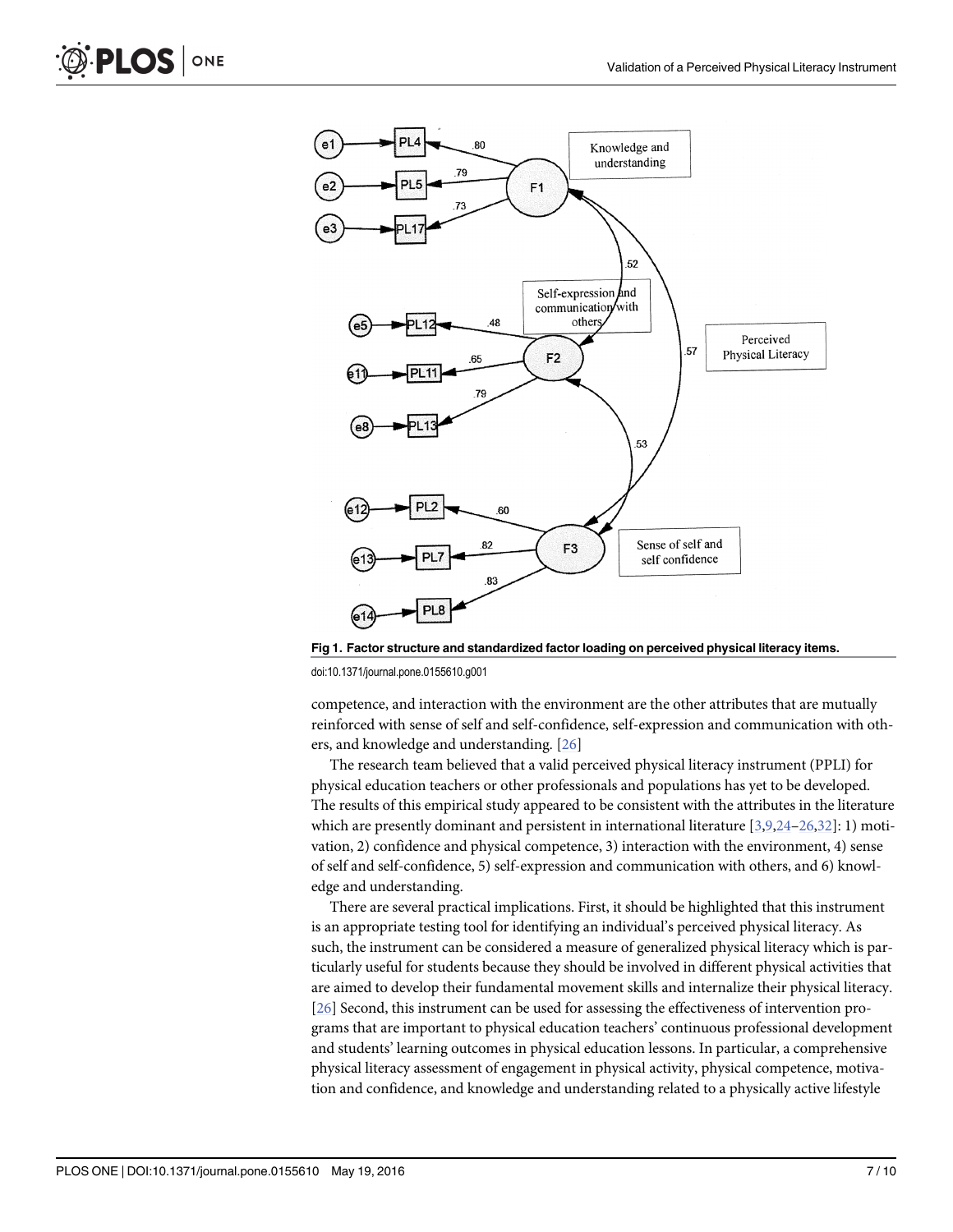Fig 1. Factor structure and standardized factor loading on perceived physical literacy items.

doi:10.1371/journal.pone.0155610.g001

competence, and interaction with the environment are the other attributes that are mutually reinforced with sense of self and self-confidence, self-expression and communication with others, and knowledge and understanding. [26]

The research team believed that a valid perceived physical literacy instrument (PPLI) for physical education teachers or other professionals and populations has yet to be developed. The results of this empirical study appeared to be consistent with the attributes in the literature which are presently dominant and persistent in international literature [3,9,24–26,32]: 1) motivation, 2) confidence and physical competence, 3) interaction with the environment, 4) sense of self and self-confidence, 5) self-expression and communication with others, and 6) knowledge and understanding.

There are several practical implications. First, it should be highlighted that this instrument is an appropriate testing tool for identifying an individual's perceived physical literacy. As such, the instrument can be considered a measure of generalized physical literacy which is particularly useful for students because they should be involved in different physical activities that are aimed to develop their fundamental movement skills and internalize their physical literacy. [26] Second, this instrument can be used for assessing the effectiveness of intervention programs that are important to physical education teachers' continuous professional development and students' learning outcomes in physical education lessons. In particular, a comprehensive physical literacy assessment of engagement in physical activity, physical competence, motivation and confidence, and knowledge and understanding related to a physically active lifestyle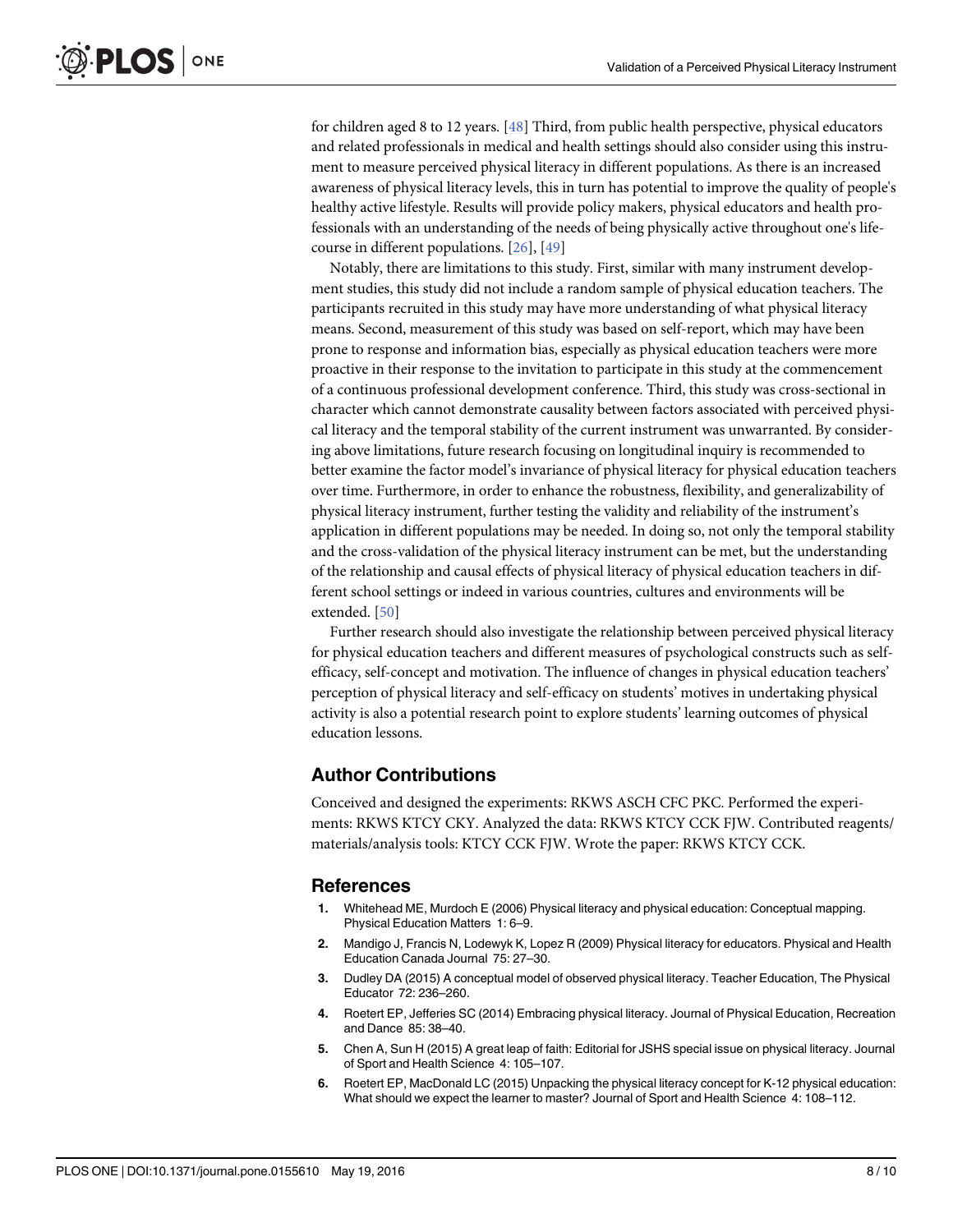for children aged 8 to 12 years. [48] Third, from public health perspective, physical educators and related professionals in medical and health settings should also consider using this instrument to measure perceived physical literacy in different populations. As there is an increased awareness of physical literacy levels, this in turn has potential to improve the quality of people's healthy active lifestyle. Results will provide policy makers, physical educators and health professionals with an understanding of the needs of being physically active throughout one's life-course in different populations. [26], [49]

Notably, there are limitations to this study. First, similar with many instrument development studies, this study did not include a random sample of physical education teachers. The participants recruited in this study may have more understanding of what physical literacy means. Second, measurement of this study was based on self-report, which may have been prone to response and information bias, especially as physical education teachers were more proactive in their response to the invitation to participate in this study at the commencement of a continuous professional development conference. Third, this study was cross-sectional in character which cannot demonstrate causality between factors associated with perceived physical literacy and the temporal stability of the current instrument was unwarranted. By considering above limitations, future research focusing on longitudinal inquiry is recommended to better examine the factor model's invariance of physical literacy for physical education teachers over time. Furthermore, in order to enhance the robustness, flexibility, and generalizability of physical literacy instrument, further testing the validity and reliability of the instrument's application in different populations may be needed. In doing so, not only the temporal stability and the cross-validation of the physical literacy instrument can be met, but the understanding of the relationship and causal effects of physical literacy of physical education teachers in different school settings or indeed in various countries, cultures and environments will be extended. [50]

Further research should also investigate the relationship between perceived physical literacy for physical education teachers and different measures of psychological constructs such as self-efficacy, self-concept and motivation. The influence of changes in physical education teachers' perception of physical literacy and self-efficacy on students' motives in undertaking physical activity is also a potential research point to explore students' learning outcomes of physical education lessons.

## Author Contributions

Conceived and designed the experiments: RKWS ASCH CFC PKC. Performed the experiments: RKWS KTCY CKY. Analyzed the data: RKWS KTCY CCK FJW. Contributed reagents/materials/analysis tools: KTCY CCK FJW. Wrote the paper: RKWS KTCY CCK.

## References

1. Whitehead ME, Murdoch E (2006) Physical literacy and physical education: Conceptual mapping. Physical Education Matters 1: 6–9.
2. Mandigo J, Francis N, Lodewyk K, Lopez R (2009) Physical literacy for educators. Physical and Health Education Canada Journal 75: 27–30.
3. Dudley DA (2015) A conceptual model of observed physical literacy. Teacher Education, The Physical Educator 72: 236–260.
4. Roetert EP, Jefferies SC (2014) Embracing physical literacy. Journal of Physical Education, Recreation and Dance 85: 38–40.
5. Chen A, Sun H (2015) A great leap of faith: Editorial for JSHS special issue on physical literacy. Journal of Sport and Health Science 4: 105–107.
6. Roetert EP, MacDonald LC (2015) Unpacking the physical literacy concept for K-12 physical education: What should we expect the learner to master? Journal of Sport and Health Science 4: 108–112.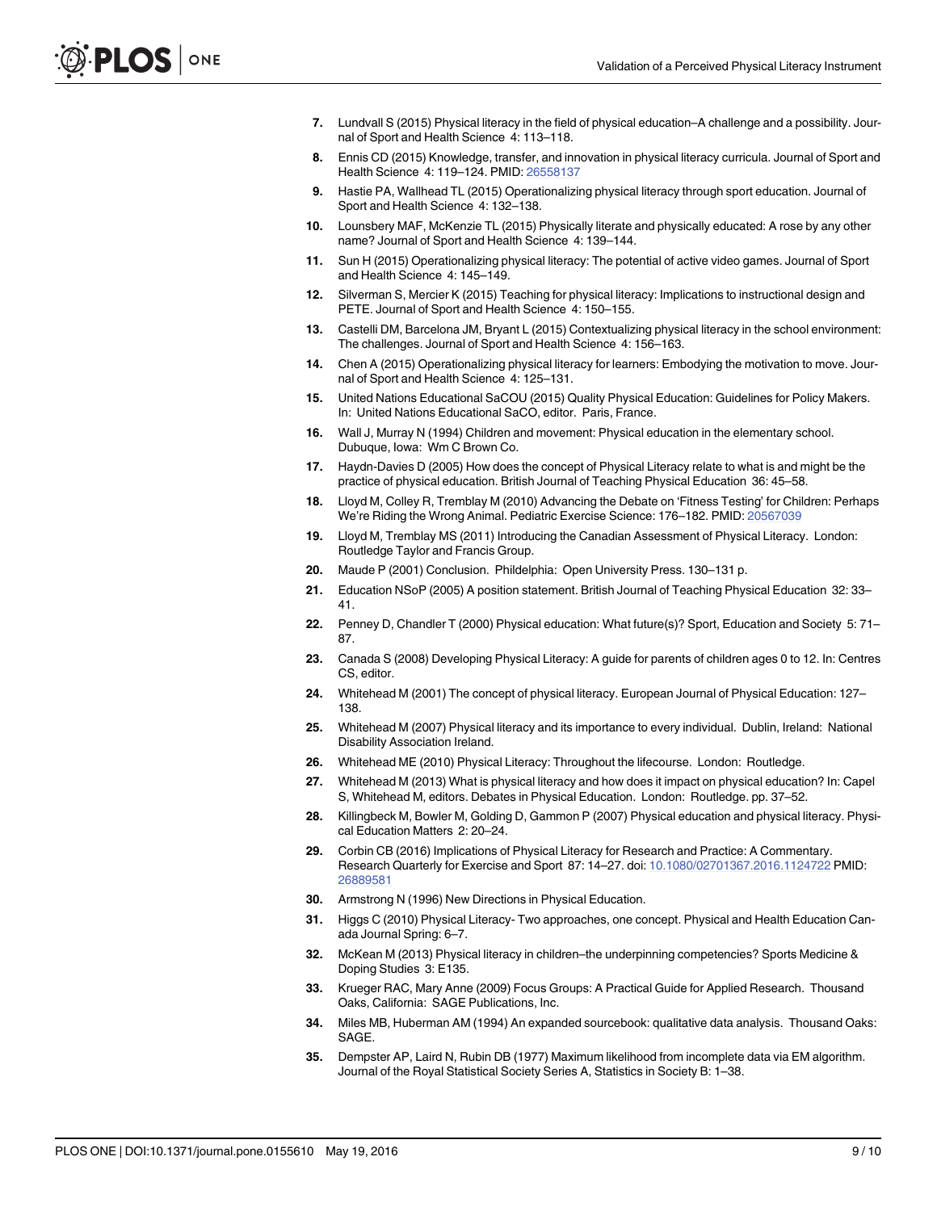7. Lundvall S (2015) Physical literacy in the field of physical education–A challenge and a possibility. Journal of Sport and Health Science 4: 113–118.
8. Ennis CD (2015) Knowledge, transfer, and innovation in physical literacy curricula. Journal of Sport and Health Science 4: 119–124. PMID: 26558137
9. Hastie PA, Wallhead TL (2015) Operationalizing physical literacy through sport education. Journal of Sport and Health Science 4: 132–138.
10. Lounsbery MAF, McKenzie TL (2015) Physically literate and physically educated: A rose by any other name? Journal of Sport and Health Science 4: 139–144.
11. Sun H (2015) Operationalizing physical literacy: The potential of active video games. Journal of Sport and Health Science 4: 145–149.
12. Silverman S, Mercier K (2015) Teaching for physical literacy: Implications to instructional design and PETE. Journal of Sport and Health Science 4: 150–155.
13. Castelli DM, Barcelona JM, Bryant L (2015) Contextualizing physical literacy in the school environment: The challenges. Journal of Sport and Health Science 4: 156–163.
14. Chen A (2015) Operationalizing physical literacy for learners: Embodying the motivation to move. Journal of Sport and Health Science 4: 125–131.
15. United Nations Educational SaCOU (2015) Quality Physical Education: Guidelines for Policy Makers. In: United Nations Educational SaCO, editor. Paris, France.
16. Wall J, Murray N (1994) Children and movement: Physical education in the elementary school. Dubuque, Iowa: Wm C Brown Co.
17. Haydn-Davies D (2005) How does the concept of Physical Literacy relate to what is and might be the practice of physical education. British Journal of Teaching Physical Education 36: 45–58.
18. Lloyd M, Colley R, Tremblay M (2010) Advancing the Debate on 'Fitness Testing' for Children: Perhaps We're Riding the Wrong Animal. Pediatric Exercise Science: 176–182. PMID: 20567039
19. Lloyd M, Tremblay MS (2011) Introducing the Canadian Assessment of Physical Literacy. London: Routledge Taylor and Francis Group.
20. Maude P (2001) Conclusion. Phildelphia: Open University Press. 130–131 p.
21. Education NSoP (2005) A position statement. British Journal of Teaching Physical Education 32: 33–41.
22. Penney D, Chandler T (2000) Physical education: What future(s)? Sport, Education and Society 5: 71–87.
23. Canada S (2008) Developing Physical Literacy: A guide for parents of children ages 0 to 12. In: Centres CS, editor.
24. Whitehead M (2001) The concept of physical literacy. European Journal of Physical Education: 127–138.
25. Whitehead M (2007) Physical literacy and its importance to every individual. Dublin, Ireland: National Disability Association Ireland.
26. Whitehead ME (2010) Physical Literacy: Throughout the lifecourse. London: Routledge.
27. Whitehead M (2013) What is physical literacy and how does it impact on physical education? In: Capel S, Whitehead M, editors. Debates in Physical Education. London: Routledge. pp. 37–52.
28. Killingbeck M, Bowler M, Golding D, Gammon P (2007) Physical education and physical literacy. Physical Education Matters 2: 20–24.
29. Corbin CB (2016) Implications of Physical Literacy for Research and Practice: A Commentary. Research Quarterly for Exercise and Sport 87: 14–27. doi: 10.1080/02701367.2016.1124722 PMID: 26889581
30. Armstrong N (1996) New Directions in Physical Education.
31. Higgs C (2010) Physical Literacy- Two approaches, one concept. Physical and Health Education Canada Journal Spring: 6–7.
32. McKean M (2013) Physical literacy in children–the underpinning competencies? Sports Medicine & Doping Studies 3: E135.
33. Krueger RAC, Mary Anne (2009) Focus Groups: A Practical Guide for Applied Research. Thousand Oaks, California: SAGE Publications, Inc.
34. Miles MB, Huberman AM (1994) An expanded sourcebook: qualitative data analysis. Thousand Oaks: SAGE.
35. Dempster AP, Laird N, Rubin DB (1977) Maximum likelihood from incomplete data via EM algorithm. Journal of the Royal Statistical Society Series A, Statistics in Society B: 1–38.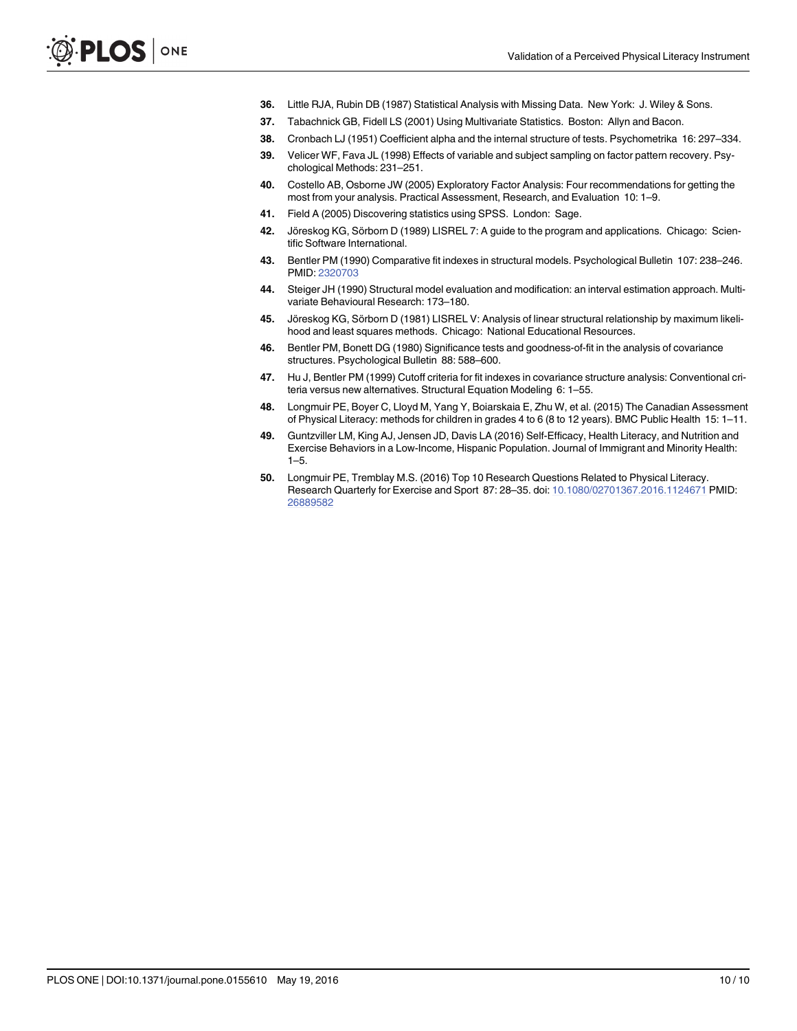36. Little RJA, Rubin DB (1987) Statistical Analysis with Missing Data. New York: J. Wiley & Sons.
37. Tabachnick GB, Fidell LS (2001) Using Multivariate Statistics. Boston: Allyn and Bacon.
38. Cronbach LJ (1951) Coefficient alpha and the internal structure of tests. Psychometrika 16: 297–334.
39. Velicer WF, Fava JL (1998) Effects of variable and subject sampling on factor pattern recovery. Psychological Methods: 231–251.
40. Costello AB, Osborne JW (2005) Exploratory Factor Analysis: Four recommendations for getting the most from your analysis. Practical Assessment, Research, and Evaluation 10: 1–9.
41. Field A (2005) Discovering statistics using SPSS. London: Sage.
42. Jöreskog KG, Sörborn D (1989) LISREL 7: A guide to the program and applications. Chicago: Scientific Software International.
43. Bentler PM (1990) Comparative fit indexes in structural models. Psychological Bulletin 107: 238–246. PMID: 2320703
44. Steiger JH (1990) Structural model evaluation and modification: an interval estimation approach. Multivariate Behavioural Research: 173–180.
45. Jöreskog KG, Sörborn D (1981) LISREL V: Analysis of linear structural relationship by maximum likelihood and least squares methods. Chicago: National Educational Resources.
46. Bentler PM, Bonett DG (1980) Significance tests and goodness-of-fit in the analysis of covariance structures. Psychological Bulletin 88: 588–600.
47. Hu J, Bentler PM (1999) Cutoff criteria for fit indexes in covariance structure analysis: Conventional criteria versus new alternatives. Structural Equation Modeling 6: 1–55.
48. Longmuir PE, Boyer C, Lloyd M, Yang Y, Boiarskaia E, Zhu W, et al. (2015) The Canadian Assessment of Physical Literacy: methods for children in grades 4 to 6 (8 to 12 years). BMC Public Health 15: 1–11.
49. Guntzviller LM, King AJ, Jensen JD, Davis LA (2016) Self-Efficacy, Health Literacy, and Nutrition and Exercise Behaviors in a Low-Income, Hispanic Population. Journal of Immigrant and Minority Health: 1–5.
50. Longmuir PE, Tremblay M.S. (2016) Top 10 Research Questions Related to Physical Literacy. Research Quarterly for Exercise and Sport 87: 28–35. doi: 10.1080/02701367.2016.1124671 PMID: 26889582